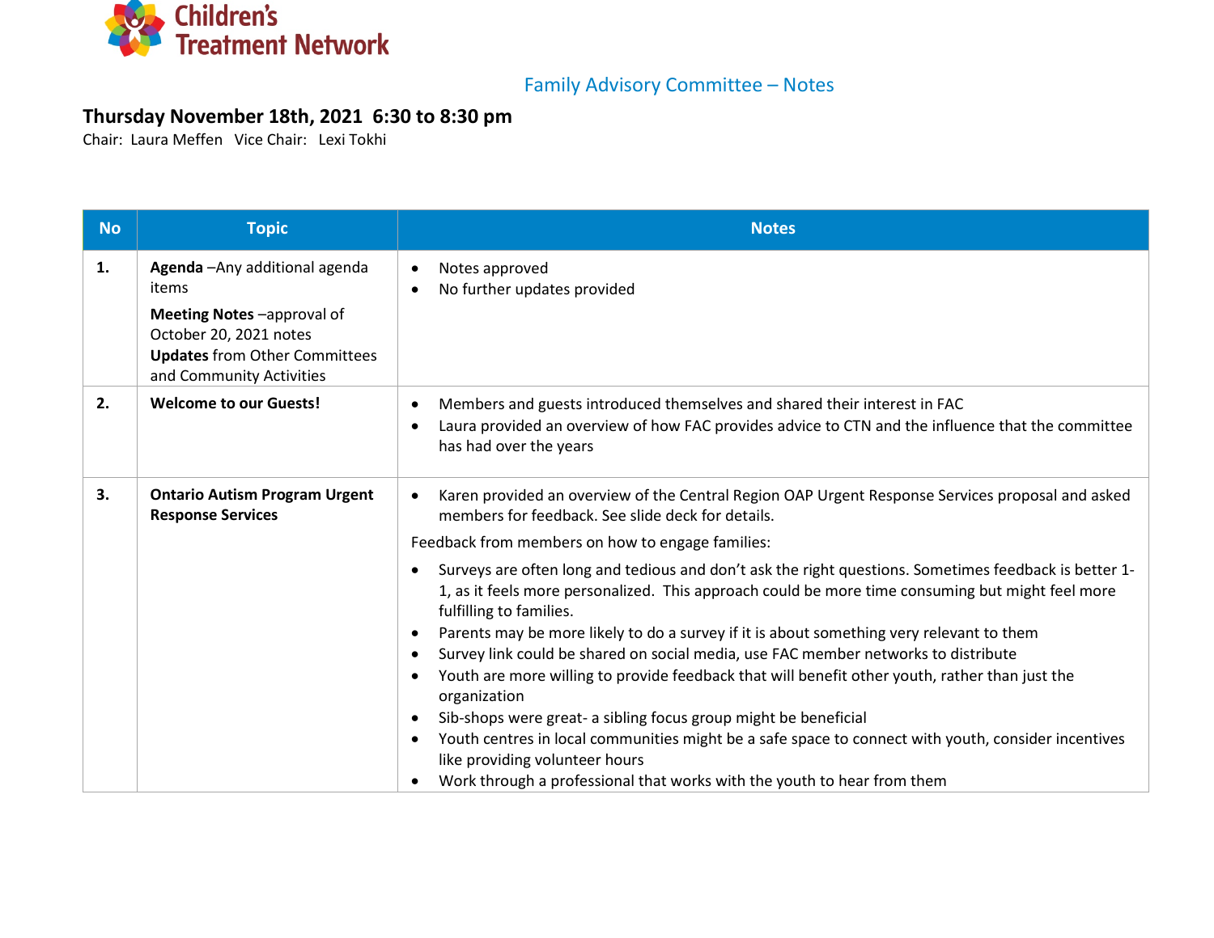Children's Treatment Network

## Family Advisory Committee – Notes

**Thursday November 18th, 2021 6:30 to 8:30 pm**

Chair: Laura Meffen Vice Chair: Lexi Tokhi

| No | Topic | Notes |
|---|---|---|
| **1.** | **Agenda** –Any additional agenda items<br>**Meeting Notes** –approval of October 20, 2021 notes<br>**Updates** from Other Committees and Community Activities | • Notes approved<br>• No further updates provided |
| **2.** | **Welcome to our Guests!** | • Members and guests introduced themselves and shared their interest in FAC<br>• Laura provided an overview of how FAC provides advice to CTN and the influence that the committee has had over the years |
| **3.** | **Ontario Autism Program Urgent Response Services** | • Karen provided an overview of the Central Region OAP Urgent Response Services proposal and asked members for feedback. See slide deck for details.<br>Feedback from members on how to engage families:<br>• Surveys are often long and tedious and don't ask the right questions. Sometimes feedback is better 1-1, as it feels more personalized. This approach could be more time consuming but might feel more fulfilling to families.<br>• Parents may be more likely to do a survey if it is about something very relevant to them<br>• Survey link could be shared on social media, use FAC member networks to distribute<br>• Youth are more willing to provide feedback that will benefit other youth, rather than just the organization<br>• Sib-shops were great- a sibling focus group might be beneficial<br>• Youth centres in local communities might be a safe space to connect with youth, consider incentives like providing volunteer hours<br>• Work through a professional that works with the youth to hear from them |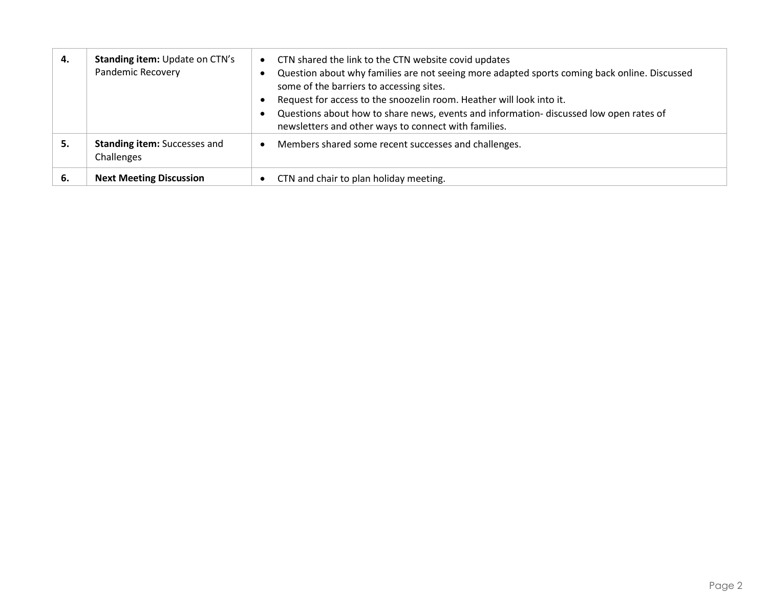| | | |
|---|---|---|
| **4.** | **Standing item:** Update on CTN's Pandemic Recovery | • CTN shared the link to the CTN website covid updates<br>• Question about why families are not seeing more adapted sports coming back online. Discussed some of the barriers to accessing sites.<br>• Request for access to the snoozelin room. Heather will look into it.<br>• Questions about how to share news, events and information- discussed low open rates of newsletters and other ways to connect with families. |
| **5.** | **Standing item:** Successes and Challenges | • Members shared some recent successes and challenges. |
| **6.** | **Next Meeting Discussion** | • CTN and chair to plan holiday meeting. |